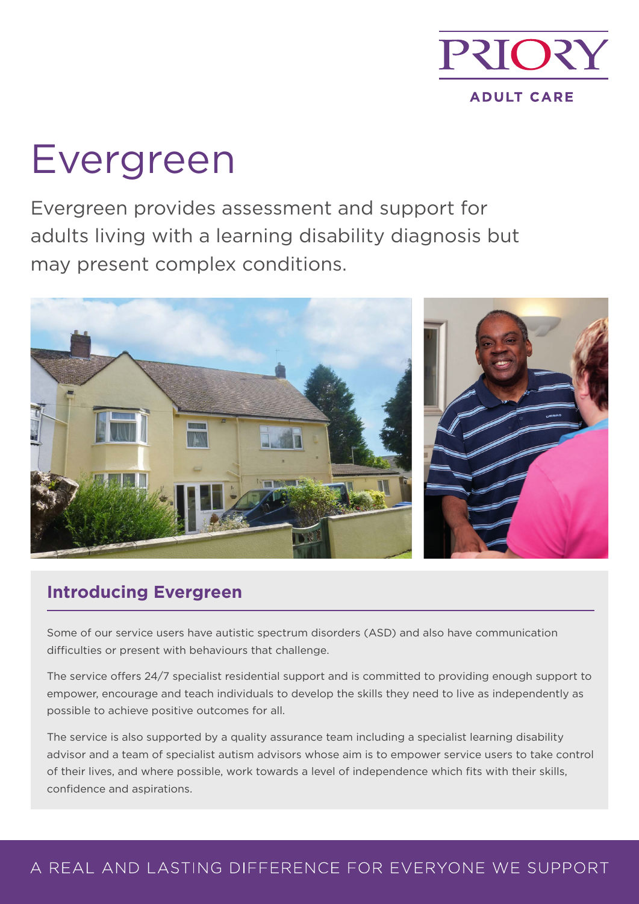PRIORY

ADULT CARE

# Evergreen

Evergreen provides assessment and support for adults living with a learning disability diagnosis but may present complex conditions.

## Introducing Evergreen

Some of our service users have autistic spectrum disorders (ASD) and also have communication difficulties or present with behaviours that challenge.

The service offers 24/7 specialist residential support and is committed to providing enough support to empower, encourage and teach individuals to develop the skills they need to live as independently as possible to achieve positive outcomes for all.

The service is also supported by a quality assurance team including a specialist learning disability advisor and a team of specialist autism advisors whose aim is to empower service users to take control of their lives, and where possible, work towards a level of independence which fits with their skills, confidence and aspirations.

A REAL AND LASTING DIFFERENCE FOR EVERYONE WE SUPPORT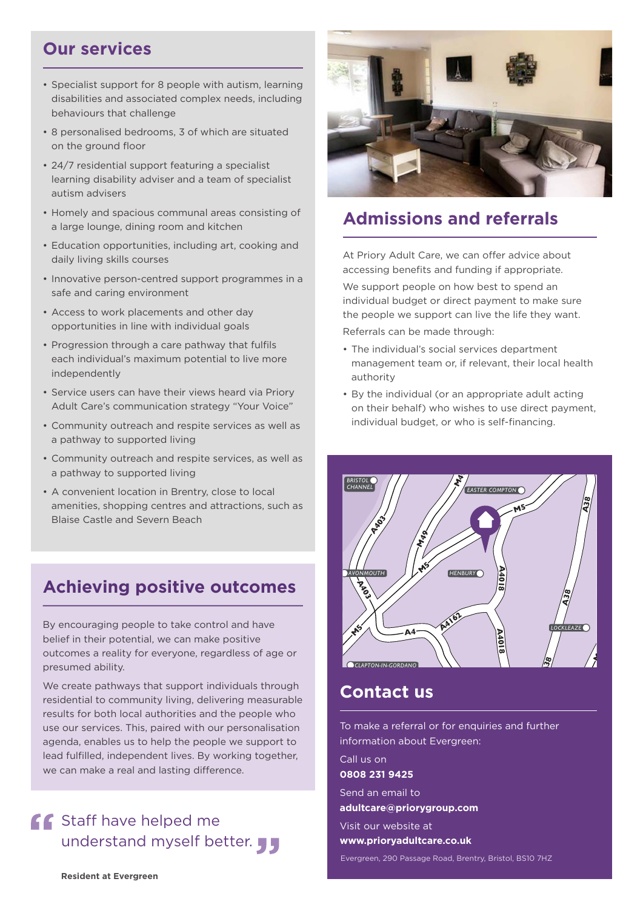## Our services

- Specialist support for 8 people with autism, learning disabilities and associated complex needs, including behaviours that challenge
- 8 personalised bedrooms, 3 of which are situated on the ground floor
- 24/7 residential support featuring a specialist learning disability adviser and a team of specialist autism advisers
- Homely and spacious communal areas consisting of a large lounge, dining room and kitchen
- Education opportunities, including art, cooking and daily living skills courses
- Innovative person-centred support programmes in a safe and caring environment
- Access to work placements and other day opportunities in line with individual goals
- Progression through a care pathway that fulfils each individual's maximum potential to live more independently
- Service users can have their views heard via Priory Adult Care's communication strategy "Your Voice"
- Community outreach and respite services as well as a pathway to supported living
- Community outreach and respite services, as well as a pathway to supported living
- A convenient location in Brentry, close to local amenities, shopping centres and attractions, such as Blaise Castle and Severn Beach

## Achieving positive outcomes

By encouraging people to take control and have belief in their potential, we can make positive outcomes a reality for everyone, regardless of age or presumed ability.

We create pathways that support individuals through residential to community living, delivering measurable results for both local authorities and the people who use our services. This, paired with our personalisation agenda, enables us to help the people we support to lead fulfilled, independent lives. By working together, we can make a real and lasting difference.

> "Staff have helped me understand myself better."

**Resident at Evergreen**

## Admissions and referrals

At Priory Adult Care, we can offer advice about accessing benefits and funding if appropriate.

We support people on how best to spend an individual budget or direct payment to make sure the people we support can live the life they want.

Referrals can be made through:

- The individual's social services department management team or, if relevant, their local health authority
- By the individual (or an appropriate adult acting on their behalf) who wishes to use direct payment, individual budget, or who is self-financing.

BRISTOL CHANNEL
EASTER COMPTON
M4
M5
A38
A403
M49
M5
AVONMOUTH
HENBURY
A4018
A403
A38
M5
A4
A4162
A4018
LOCKLEAZE
CLAPTON-IN-GORDANO
38

## Contact us

To make a referral or for enquiries and further information about Evergreen:

Call us on
**0808 231 9425**

Send an email to
**adultcare@priorygroup.com**

Visit our website at
**www.prioryadultcare.co.uk**

Evergreen, 290 Passage Road, Brentry, Bristol, BS10 7HZ